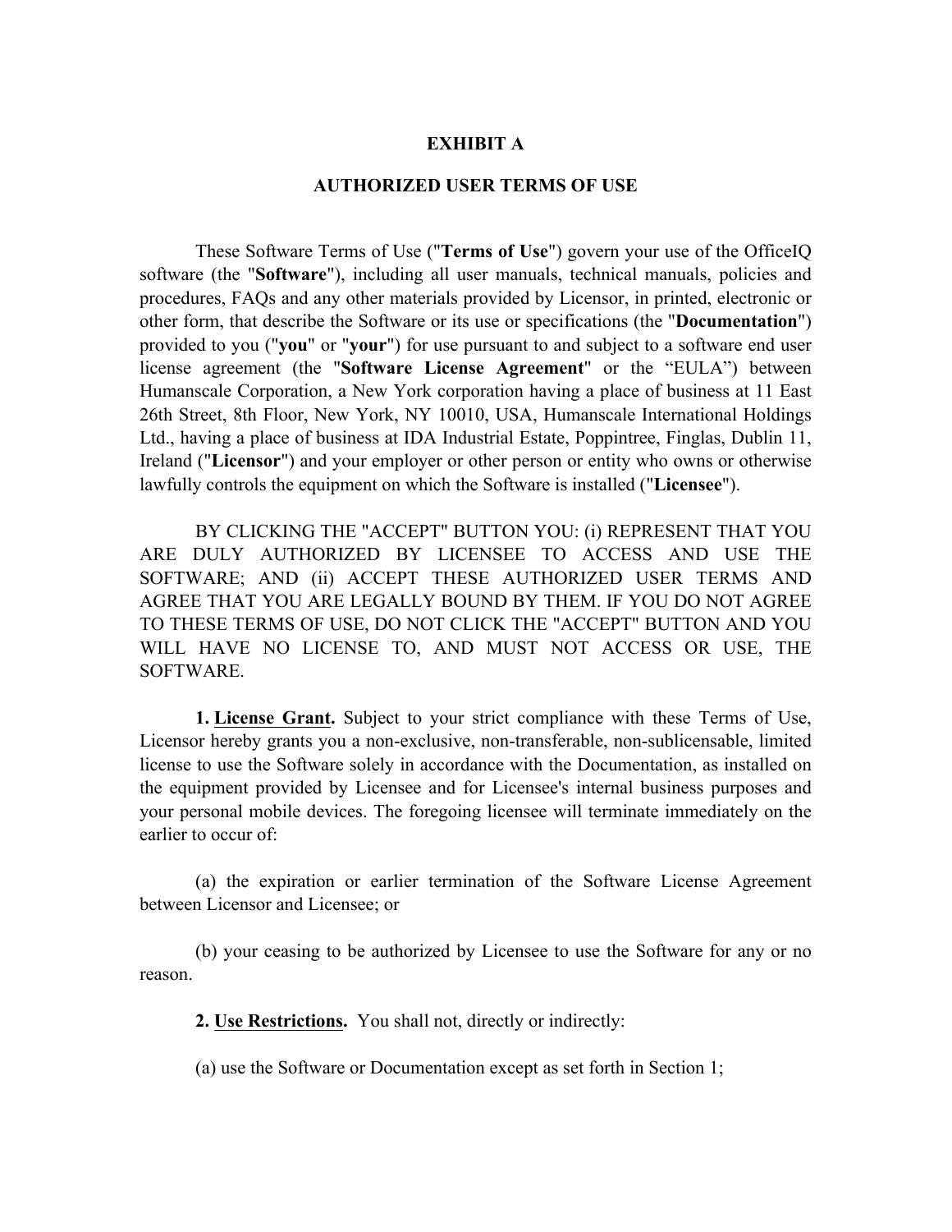# EXHIBIT A

## AUTHORIZED USER TERMS OF USE

These Software Terms of Use ("**Terms of Use**") govern your use of the OfficeIQ software (the "**Software**"), including all user manuals, technical manuals, policies and procedures, FAQs and any other materials provided by Licensor, in printed, electronic or other form, that describe the Software or its use or specifications (the "**Documentation**") provided to you ("**you**" or "**your**") for use pursuant to and subject to a software end user license agreement (the "**Software License Agreement**" or the "EULA") between Humanscale Corporation, a New York corporation having a place of business at 11 East 26th Street, 8th Floor, New York, NY 10010, USA, Humanscale International Holdings Ltd., having a place of business at IDA Industrial Estate, Poppintree, Finglas, Dublin 11, Ireland ("**Licensor**") and your employer or other person or entity who owns or otherwise lawfully controls the equipment on which the Software is installed ("**Licensee**").

BY CLICKING THE "ACCEPT" BUTTON YOU: (i) REPRESENT THAT YOU ARE DULY AUTHORIZED BY LICENSEE TO ACCESS AND USE THE SOFTWARE; AND (ii) ACCEPT THESE AUTHORIZED USER TERMS AND AGREE THAT YOU ARE LEGALLY BOUND BY THEM. IF YOU DO NOT AGREE TO THESE TERMS OF USE, DO NOT CLICK THE "ACCEPT" BUTTON AND YOU WILL HAVE NO LICENSE TO, AND MUST NOT ACCESS OR USE, THE SOFTWARE.

**1. License Grant.** Subject to your strict compliance with these Terms of Use, Licensor hereby grants you a non-exclusive, non-transferable, non-sublicensable, limited license to use the Software solely in accordance with the Documentation, as installed on the equipment provided by Licensee and for Licensee's internal business purposes and your personal mobile devices. The foregoing licensee will terminate immediately on the earlier to occur of:

(a) the expiration or earlier termination of the Software License Agreement between Licensor and Licensee; or

(b) your ceasing to be authorized by Licensee to use the Software for any or no reason.

**2. Use Restrictions.** You shall not, directly or indirectly:

(a) use the Software or Documentation except as set forth in Section 1;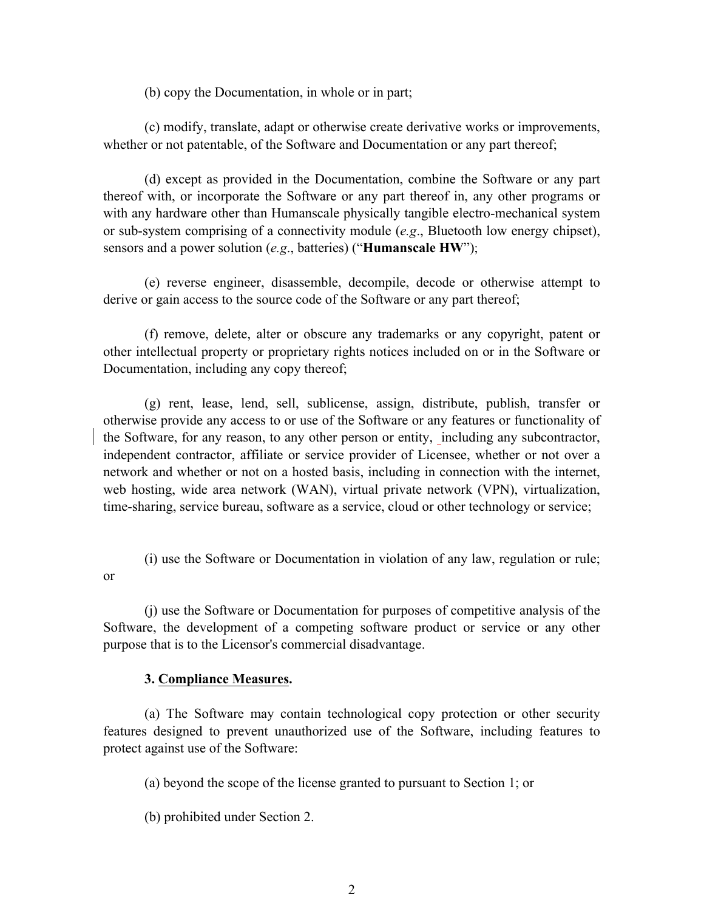(b) copy the Documentation, in whole or in part;

(c) modify, translate, adapt or otherwise create derivative works or improvements, whether or not patentable, of the Software and Documentation or any part thereof;

(d) except as provided in the Documentation, combine the Software or any part thereof with, or incorporate the Software or any part thereof in, any other programs or with any hardware other than Humanscale physically tangible electro-mechanical system or sub-system comprising of a connectivity module (*e.g*., Bluetooth low energy chipset), sensors and a power solution (*e.g*., batteries) ("**Humanscale HW**");

(e) reverse engineer, disassemble, decompile, decode or otherwise attempt to derive or gain access to the source code of the Software or any part thereof;

(f) remove, delete, alter or obscure any trademarks or any copyright, patent or other intellectual property or proprietary rights notices included on or in the Software or Documentation, including any copy thereof;

(g) rent, lease, lend, sell, sublicense, assign, distribute, publish, transfer or otherwise provide any access to or use of the Software or any features or functionality of the Software, for any reason, to any other person or entity, including any subcontractor, independent contractor, affiliate or service provider of Licensee, whether or not over a network and whether or not on a hosted basis, including in connection with the internet, web hosting, wide area network (WAN), virtual private network (VPN), virtualization, time-sharing, service bureau, software as a service, cloud or other technology or service;

(i) use the Software or Documentation in violation of any law, regulation or rule; or

(j) use the Software or Documentation for purposes of competitive analysis of the Software, the development of a competing software product or service or any other purpose that is to the Licensor's commercial disadvantage.

**3. Compliance Measures.**

(a) The Software may contain technological copy protection or other security features designed to prevent unauthorized use of the Software, including features to protect against use of the Software:

(a) beyond the scope of the license granted to pursuant to Section 1; or

(b) prohibited under Section 2.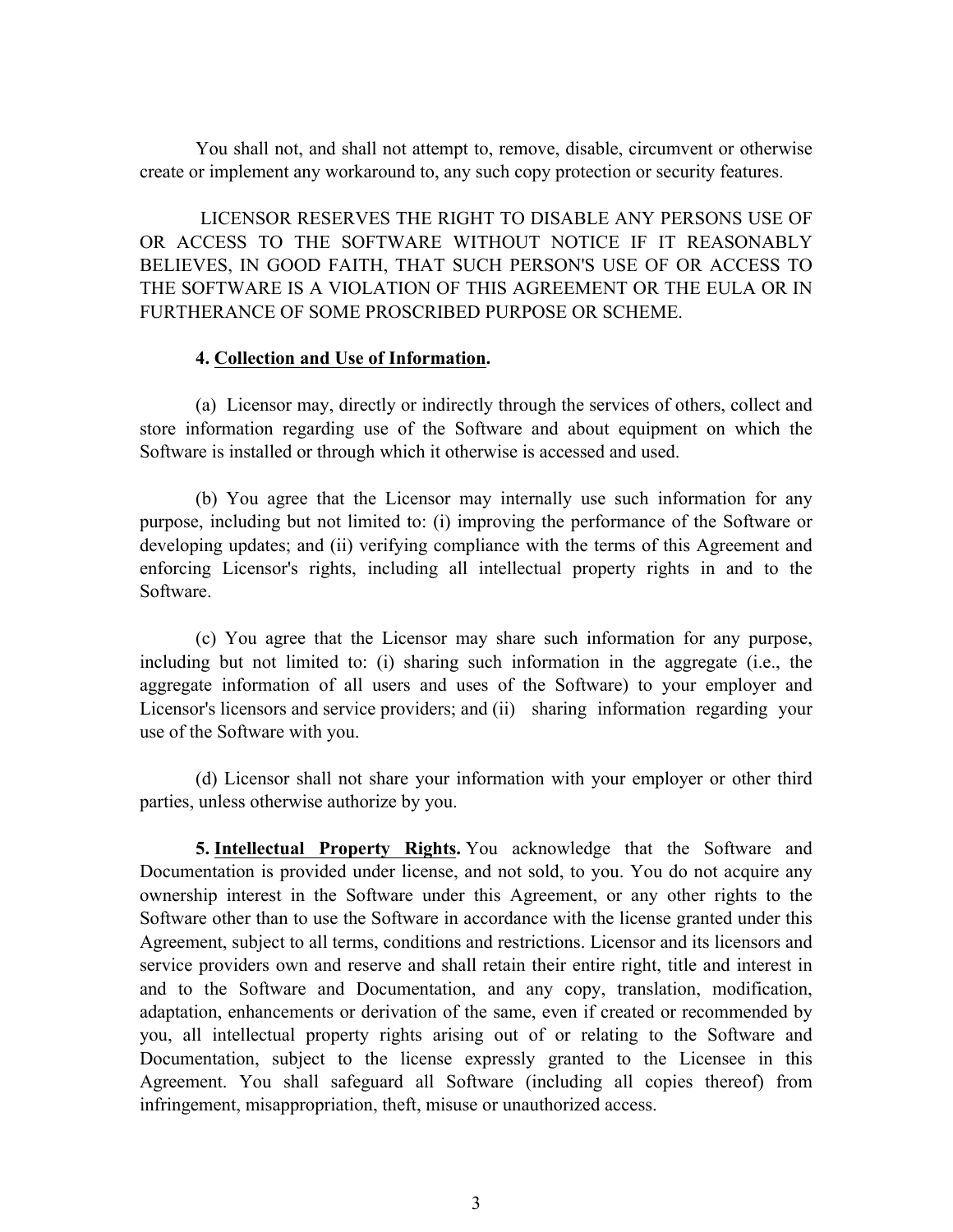You shall not, and shall not attempt to, remove, disable, circumvent or otherwise create or implement any workaround to, any such copy protection or security features.

LICENSOR RESERVES THE RIGHT TO DISABLE ANY PERSONS USE OF OR ACCESS TO THE SOFTWARE WITHOUT NOTICE IF IT REASONABLY BELIEVES, IN GOOD FAITH, THAT SUCH PERSON'S USE OF OR ACCESS TO THE SOFTWARE IS A VIOLATION OF THIS AGREEMENT OR THE EULA OR IN FURTHERANCE OF SOME PROSCRIBED PURPOSE OR SCHEME.

**4. Collection and Use of Information.**

(a) Licensor may, directly or indirectly through the services of others, collect and store information regarding use of the Software and about equipment on which the Software is installed or through which it otherwise is accessed and used.

(b) You agree that the Licensor may internally use such information for any purpose, including but not limited to: (i) improving the performance of the Software or developing updates; and (ii) verifying compliance with the terms of this Agreement and enforcing Licensor's rights, including all intellectual property rights in and to the Software.

(c) You agree that the Licensor may share such information for any purpose, including but not limited to: (i) sharing such information in the aggregate (i.e., the aggregate information of all users and uses of the Software) to your employer and Licensor's licensors and service providers; and (ii) sharing information regarding your use of the Software with you.

(d) Licensor shall not share your information with your employer or other third parties, unless otherwise authorize by you.

**5. Intellectual Property Rights.** You acknowledge that the Software and Documentation is provided under license, and not sold, to you. You do not acquire any ownership interest in the Software under this Agreement, or any other rights to the Software other than to use the Software in accordance with the license granted under this Agreement, subject to all terms, conditions and restrictions. Licensor and its licensors and service providers own and reserve and shall retain their entire right, title and interest in and to the Software and Documentation, and any copy, translation, modification, adaptation, enhancements or derivation of the same, even if created or recommended by you, all intellectual property rights arising out of or relating to the Software and Documentation, subject to the license expressly granted to the Licensee in this Agreement. You shall safeguard all Software (including all copies thereof) from infringement, misappropriation, theft, misuse or unauthorized access.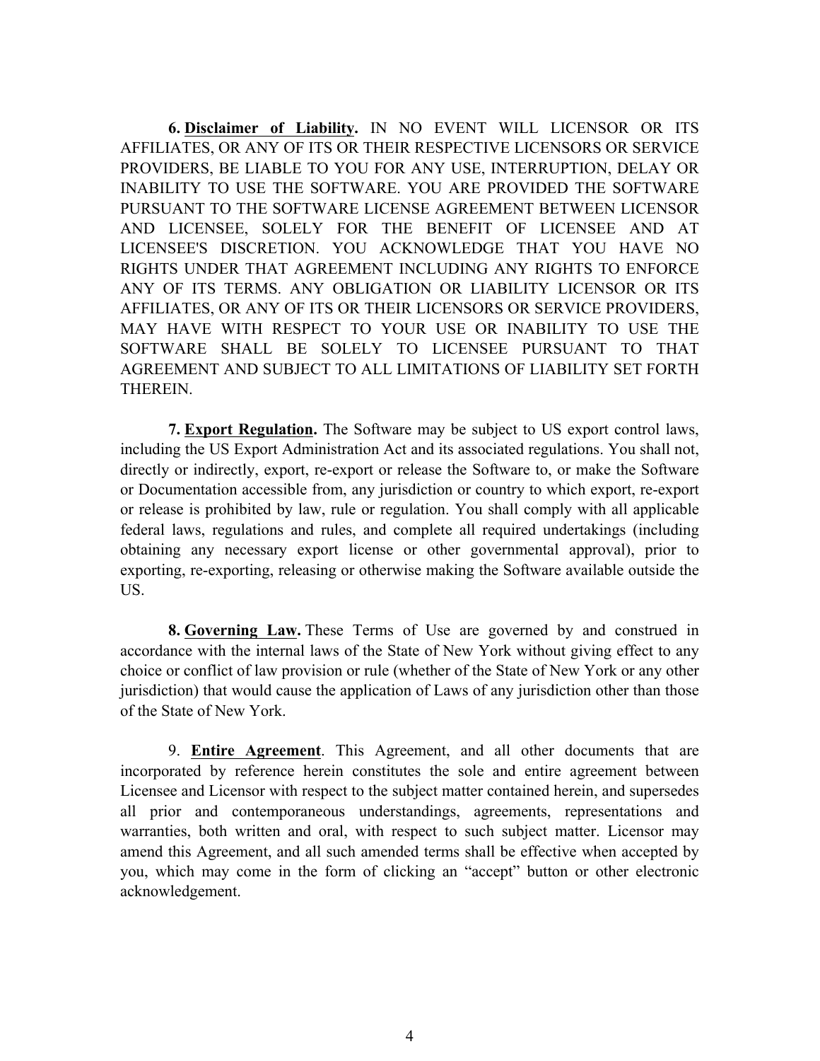**6. Disclaimer of Liability.** IN NO EVENT WILL LICENSOR OR ITS AFFILIATES, OR ANY OF ITS OR THEIR RESPECTIVE LICENSORS OR SERVICE PROVIDERS, BE LIABLE TO YOU FOR ANY USE, INTERRUPTION, DELAY OR INABILITY TO USE THE SOFTWARE. YOU ARE PROVIDED THE SOFTWARE PURSUANT TO THE SOFTWARE LICENSE AGREEMENT BETWEEN LICENSOR AND LICENSEE, SOLELY FOR THE BENEFIT OF LICENSEE AND AT LICENSEE'S DISCRETION. YOU ACKNOWLEDGE THAT YOU HAVE NO RIGHTS UNDER THAT AGREEMENT INCLUDING ANY RIGHTS TO ENFORCE ANY OF ITS TERMS. ANY OBLIGATION OR LIABILITY LICENSOR OR ITS AFFILIATES, OR ANY OF ITS OR THEIR LICENSORS OR SERVICE PROVIDERS, MAY HAVE WITH RESPECT TO YOUR USE OR INABILITY TO USE THE SOFTWARE SHALL BE SOLELY TO LICENSEE PURSUANT TO THAT AGREEMENT AND SUBJECT TO ALL LIMITATIONS OF LIABILITY SET FORTH THEREIN.

**7. Export Regulation.** The Software may be subject to US export control laws, including the US Export Administration Act and its associated regulations. You shall not, directly or indirectly, export, re-export or release the Software to, or make the Software or Documentation accessible from, any jurisdiction or country to which export, re-export or release is prohibited by law, rule or regulation. You shall comply with all applicable federal laws, regulations and rules, and complete all required undertakings (including obtaining any necessary export license or other governmental approval), prior to exporting, re-exporting, releasing or otherwise making the Software available outside the US.

**8. Governing Law.** These Terms of Use are governed by and construed in accordance with the internal laws of the State of New York without giving effect to any choice or conflict of law provision or rule (whether of the State of New York or any other jurisdiction) that would cause the application of Laws of any jurisdiction other than those of the State of New York.

9. **Entire Agreement**. This Agreement, and all other documents that are incorporated by reference herein constitutes the sole and entire agreement between Licensee and Licensor with respect to the subject matter contained herein, and supersedes all prior and contemporaneous understandings, agreements, representations and warranties, both written and oral, with respect to such subject matter. Licensor may amend this Agreement, and all such amended terms shall be effective when accepted by you, which may come in the form of clicking an “accept” button or other electronic acknowledgement.